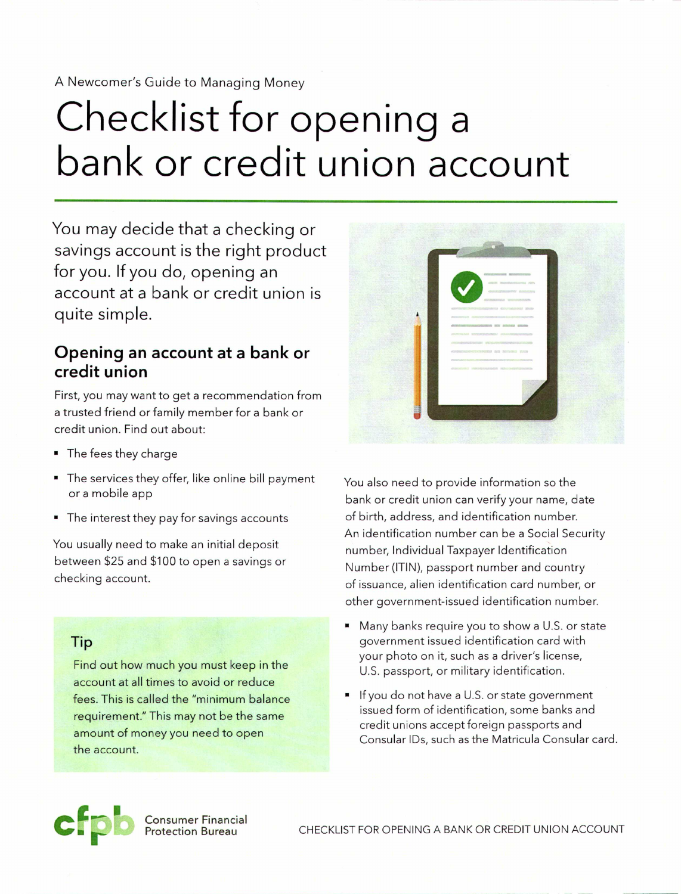A Newcomer's Guide to Managing Money

# Checklist for opening a bank or credit union account

You may decide that a checking or savings account is the right product for you. If you do, opening an account at a bank or credit union is quite simple.

## Opening an account at a bank or credit union

First, you may want to get a recommendation from a trusted friend or family member for a bank or credit union. Find out about:

- The fees they charge
- The services they offer, like online bill payment or a mobile app
- The interest they pay for savings accounts

You usually need to make an initial deposit between $25 and $100 to open a savings or checking account.

### Tip

Find out how much you must keep in the account at all times to avoid or reduce fees. This is called the "minimum balance requirement." This may not be the same amount of money you need to open the account.

You also need to provide information so the bank or credit union can verify your name, date of birth, address, and identification number. An identification number can be a Social Security number, Individual Taxpayer Identification Number (ITIN), passport number and country of issuance, alien identification card number, or other government-issued identification number.

- Many banks require you to show a U.S. or state government issued identification card with your photo on it, such as a driver's license, U.S. passport, or military identification.
- If you do not have a U.S. or state government issued form of identification, some banks and credit unions accept foreign passports and Consular IDs, such as the Matricula Consular card.

Consumer Financial Protection Bureau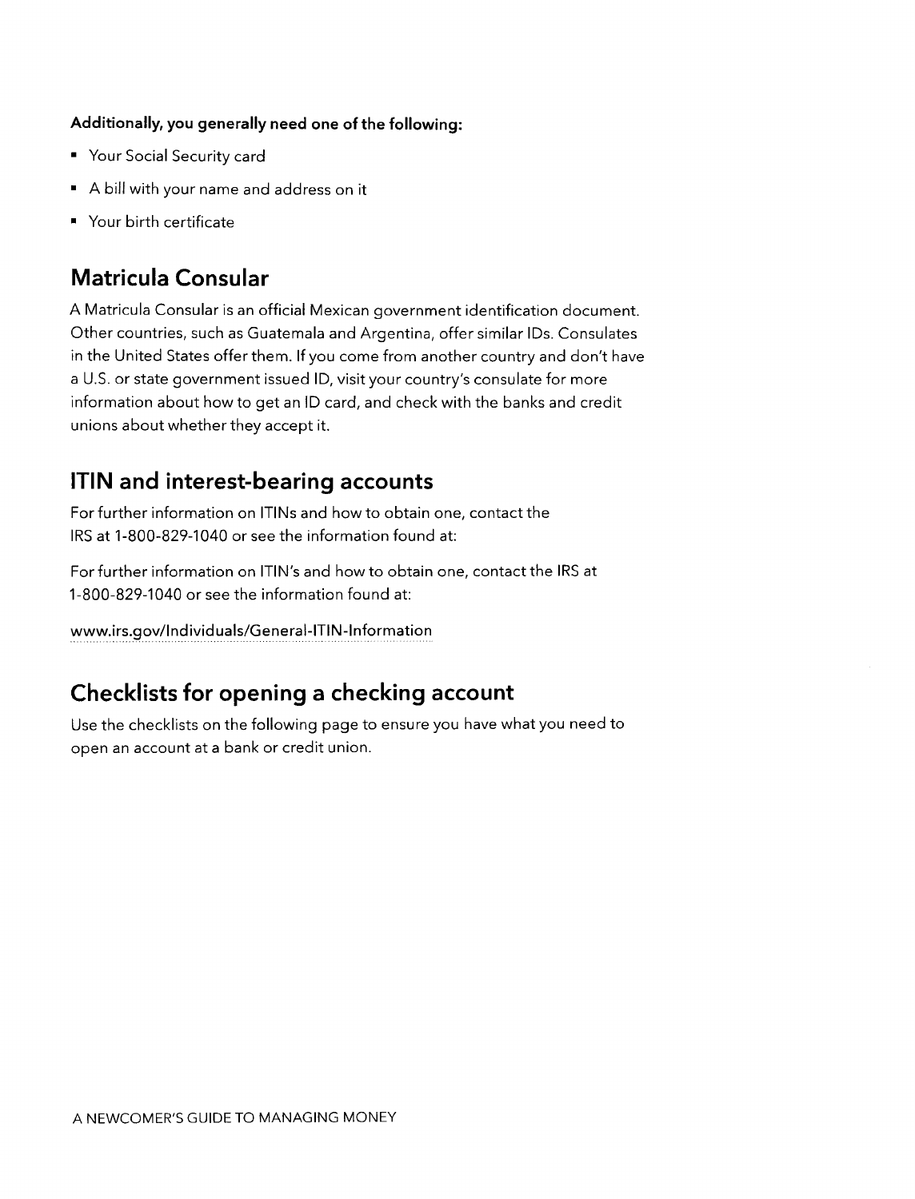**Additionally, you generally need one of the following:**

- Your Social Security card
- A bill with your name and address on it
- Your birth certificate

## Matricula Consular

A Matricula Consular is an official Mexican government identification document. Other countries, such as Guatemala and Argentina, offer similar IDs. Consulates in the United States offer them. If you come from another country and don't have a U.S. or state government issued ID, visit your country's consulate for more information about how to get an ID card, and check with the banks and credit unions about whether they accept it.

## ITIN and interest-bearing accounts

For further information on ITINs and how to obtain one, contact the IRS at 1-800-829-1040 or see the information found at:

For further information on ITIN's and how to obtain one, contact the IRS at 1-800-829-1040 or see the information found at:

www.irs.gov/Individuals/General-ITIN-Information

## Checklists for opening a checking account

Use the checklists on the following page to ensure you have what you need to open an account at a bank or credit union.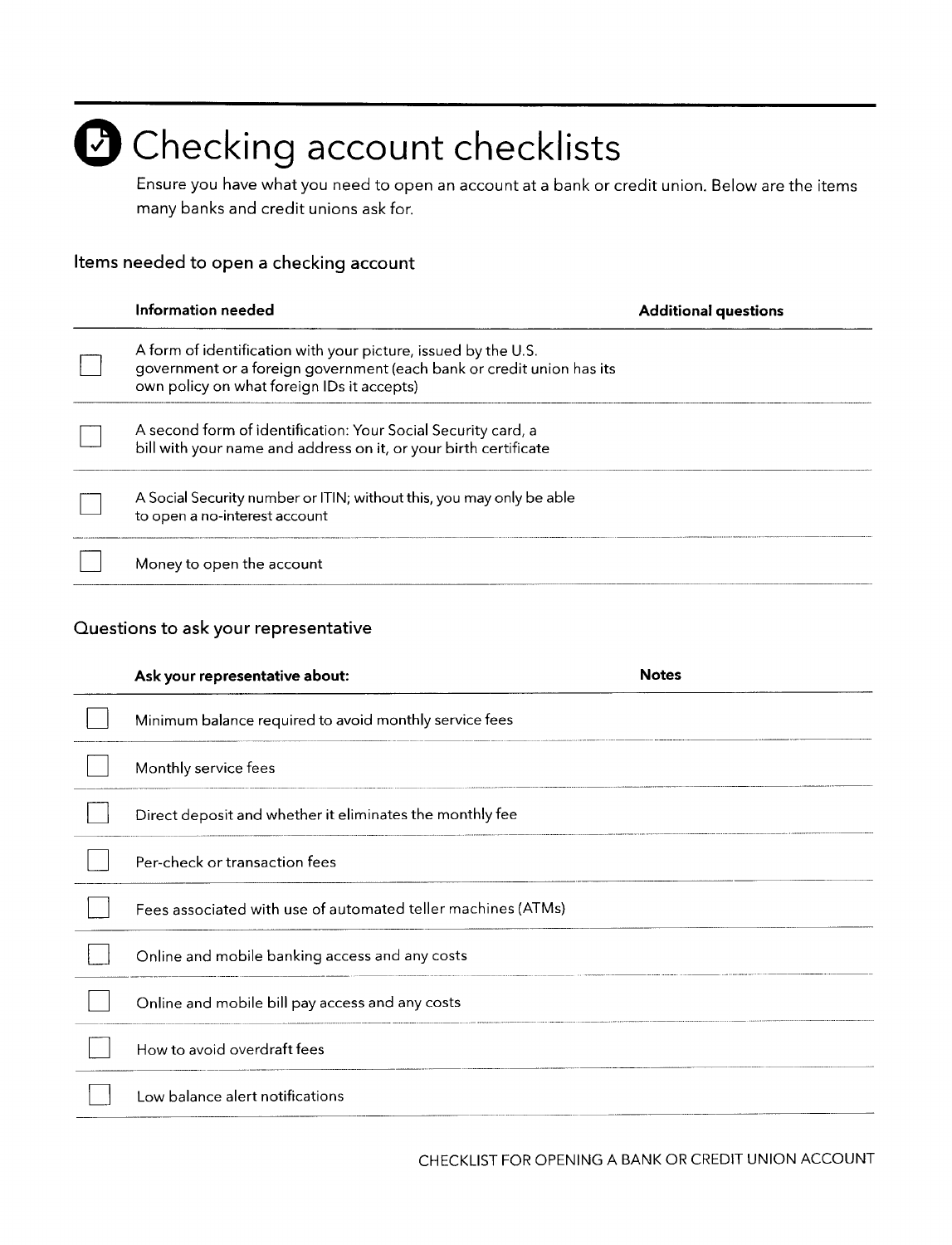# Checking account checklists

Ensure you have what you need to open an account at a bank or credit union. Below are the items many banks and credit unions ask for.

## Items needed to open a checking account

| | Information needed | Additional questions |
|---|---|---|
| ☐ | A form of identification with your picture, issued by the U.S. government or a foreign government (each bank or credit union has its own policy on what foreign IDs it accepts) | |
| ☐ | A second form of identification: Your Social Security card, a bill with your name and address on it, or your birth certificate | |
| ☐ | A Social Security number or ITIN; without this, you may only be able to open a no-interest account | |
| ☐ | Money to open the account | |

## Questions to ask your representative

| | Ask your representative about: | Notes |
|---|---|---|
| ☐ | Minimum balance required to avoid monthly service fees | |
| ☐ | Monthly service fees | |
| ☐ | Direct deposit and whether it eliminates the monthly fee | |
| ☐ | Per-check or transaction fees | |
| ☐ | Fees associated with use of automated teller machines (ATMs) | |
| ☐ | Online and mobile banking access and any costs | |
| ☐ | Online and mobile bill pay access and any costs | |
| ☐ | How to avoid overdraft fees | |
| ☐ | Low balance alert notifications | |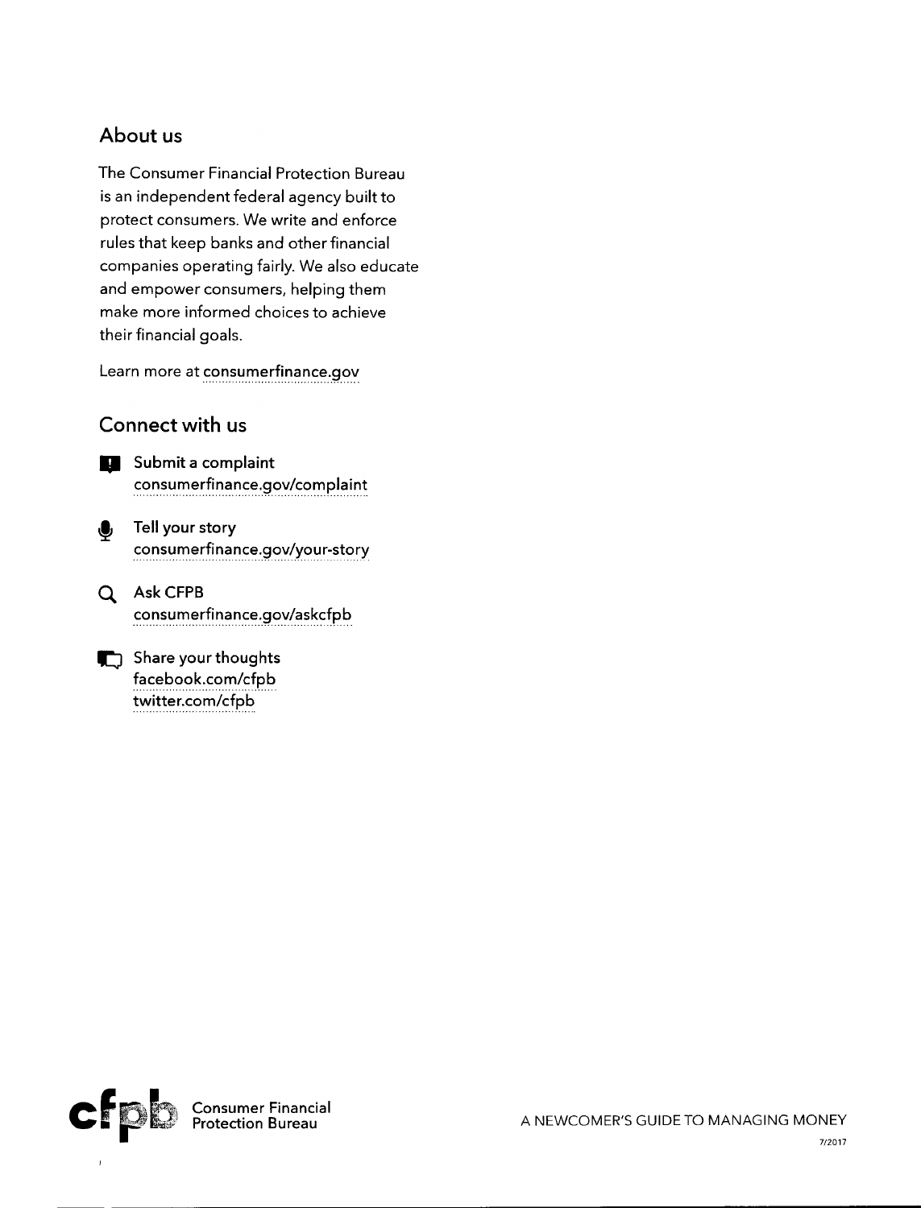## About us

The Consumer Financial Protection Bureau is an independent federal agency built to protect consumers. We write and enforce rules that keep banks and other financial companies operating fairly. We also educate and empower consumers, helping them make more informed choices to achieve their financial goals.

Learn more at consumerfinance.gov

## Connect with us

**Submit a complaint**
consumerfinance.gov/complaint

**Tell your story**
consumerfinance.gov/your-story

**Ask CFPB**
consumerfinance.gov/askcfpb

**Share your thoughts**
facebook.com/cfpb
twitter.com/cfpb

Consumer Financial Protection Bureau

A NEWCOMER'S GUIDE TO MANAGING MONEY

7/2017